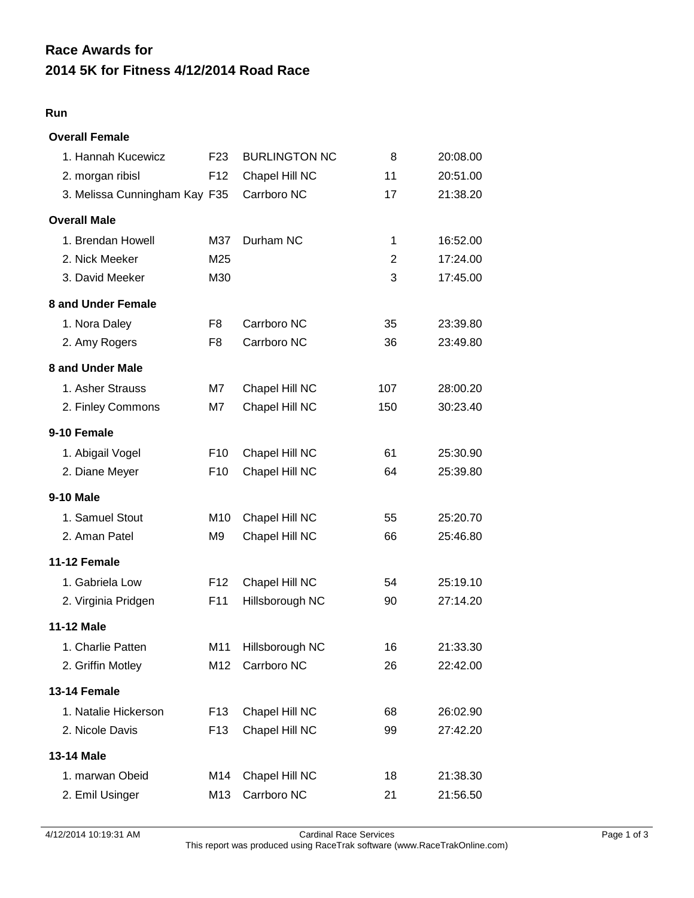# Race Awards for
# 2014 5K for Fitness 4/12/2014 Road Race

## Run

### Overall Female

| | | | | |
|---|---|---|---|---|
| 1. Hannah Kucewicz | F23 | BURLINGTON NC | 8 | 20:08.00 |
| 2. morgan ribisl | F12 | Chapel Hill NC | 11 | 20:51.00 |
| 3. Melissa Cunningham Kay | F35 | Carrboro NC | 17 | 21:38.20 |

### Overall Male

| | | | | |
|---|---|---|---|---|
| 1. Brendan Howell | M37 | Durham NC | 1 | 16:52.00 |
| 2. Nick Meeker | M25 | | 2 | 17:24.00 |
| 3. David Meeker | M30 | | 3 | 17:45.00 |

### 8 and Under Female

| | | | | |
|---|---|---|---|---|
| 1. Nora Daley | F8 | Carrboro NC | 35 | 23:39.80 |
| 2. Amy Rogers | F8 | Carrboro NC | 36 | 23:49.80 |

### 8 and Under Male

| | | | | |
|---|---|---|---|---|
| 1. Asher Strauss | M7 | Chapel Hill NC | 107 | 28:00.20 |
| 2. Finley Commons | M7 | Chapel Hill NC | 150 | 30:23.40 |

### 9-10 Female

| | | | | |
|---|---|---|---|---|
| 1. Abigail Vogel | F10 | Chapel Hill NC | 61 | 25:30.90 |
| 2. Diane Meyer | F10 | Chapel Hill NC | 64 | 25:39.80 |

### 9-10 Male

| | | | | |
|---|---|---|---|---|
| 1. Samuel Stout | M10 | Chapel Hill NC | 55 | 25:20.70 |
| 2. Aman Patel | M9 | Chapel Hill NC | 66 | 25:46.80 |

### 11-12 Female

| | | | | |
|---|---|---|---|---|
| 1. Gabriela Low | F12 | Chapel Hill NC | 54 | 25:19.10 |
| 2. Virginia Pridgen | F11 | Hillsborough NC | 90 | 27:14.20 |

### 11-12 Male

| | | | | |
|---|---|---|---|---|
| 1. Charlie Patten | M11 | Hillsborough NC | 16 | 21:33.30 |
| 2. Griffin Motley | M12 | Carrboro NC | 26 | 22:42.00 |

### 13-14 Female

| | | | | |
|---|---|---|---|---|
| 1. Natalie Hickerson | F13 | Chapel Hill NC | 68 | 26:02.90 |
| 2. Nicole Davis | F13 | Chapel Hill NC | 99 | 27:42.20 |

### 13-14 Male

| | | | | |
|---|---|---|---|---|
| 1. marwan Obeid | M14 | Chapel Hill NC | 18 | 21:38.30 |
| 2. Emil Usinger | M13 | Carrboro NC | 21 | 21:56.50 |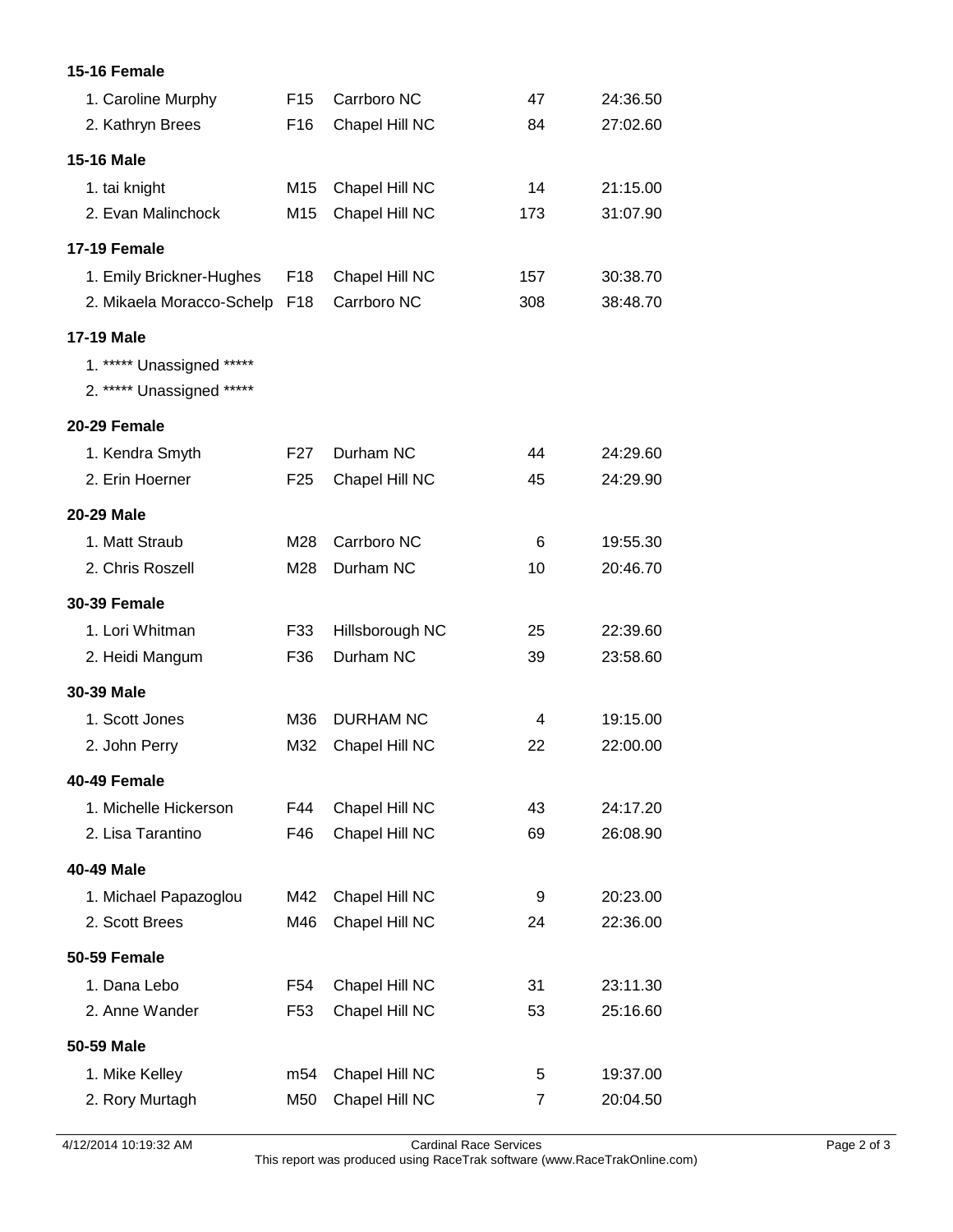**15-16 Female**

| | | | | |
|---|---|---|---|---|
| 1. Caroline Murphy | F15 | Carrboro NC | 47 | 24:36.50 |
| 2. Kathryn Brees | F16 | Chapel Hill NC | 84 | 27:02.60 |

**15-16 Male**

| | | | | |
|---|---|---|---|---|
| 1. tai knight | M15 | Chapel Hill NC | 14 | 21:15.00 |
| 2. Evan Malinchock | M15 | Chapel Hill NC | 173 | 31:07.90 |

**17-19 Female**

| | | | | |
|---|---|---|---|---|
| 1. Emily Brickner-Hughes | F18 | Chapel Hill NC | 157 | 30:38.70 |
| 2. Mikaela Moracco-Schelp | F18 | Carrboro NC | 308 | 38:48.70 |

**17-19 Male**

1. ***** Unassigned *****
2. ***** Unassigned *****

**20-29 Female**

| | | | | |
|---|---|---|---|---|
| 1. Kendra Smyth | F27 | Durham NC | 44 | 24:29.60 |
| 2. Erin Hoerner | F25 | Chapel Hill NC | 45 | 24:29.90 |

**20-29 Male**

| | | | | |
|---|---|---|---|---|
| 1. Matt Straub | M28 | Carrboro NC | 6 | 19:55.30 |
| 2. Chris Roszell | M28 | Durham NC | 10 | 20:46.70 |

**30-39 Female**

| | | | | |
|---|---|---|---|---|
| 1. Lori Whitman | F33 | Hillsborough NC | 25 | 22:39.60 |
| 2. Heidi Mangum | F36 | Durham NC | 39 | 23:58.60 |

**30-39 Male**

| | | | | |
|---|---|---|---|---|
| 1. Scott Jones | M36 | DURHAM NC | 4 | 19:15.00 |
| 2. John Perry | M32 | Chapel Hill NC | 22 | 22:00.00 |

**40-49 Female**

| | | | | |
|---|---|---|---|---|
| 1. Michelle Hickerson | F44 | Chapel Hill NC | 43 | 24:17.20 |
| 2. Lisa Tarantino | F46 | Chapel Hill NC | 69 | 26:08.90 |

**40-49 Male**

| | | | | |
|---|---|---|---|---|
| 1. Michael Papazoglou | M42 | Chapel Hill NC | 9 | 20:23.00 |
| 2. Scott Brees | M46 | Chapel Hill NC | 24 | 22:36.00 |

**50-59 Female**

| | | | | |
|---|---|---|---|---|
| 1. Dana Lebo | F54 | Chapel Hill NC | 31 | 23:11.30 |
| 2. Anne Wander | F53 | Chapel Hill NC | 53 | 25:16.60 |

**50-59 Male**

| | | | | |
|---|---|---|---|---|
| 1. Mike Kelley | m54 | Chapel Hill NC | 5 | 19:37.00 |
| 2. Rory Murtagh | M50 | Chapel Hill NC | 7 | 20:04.50 |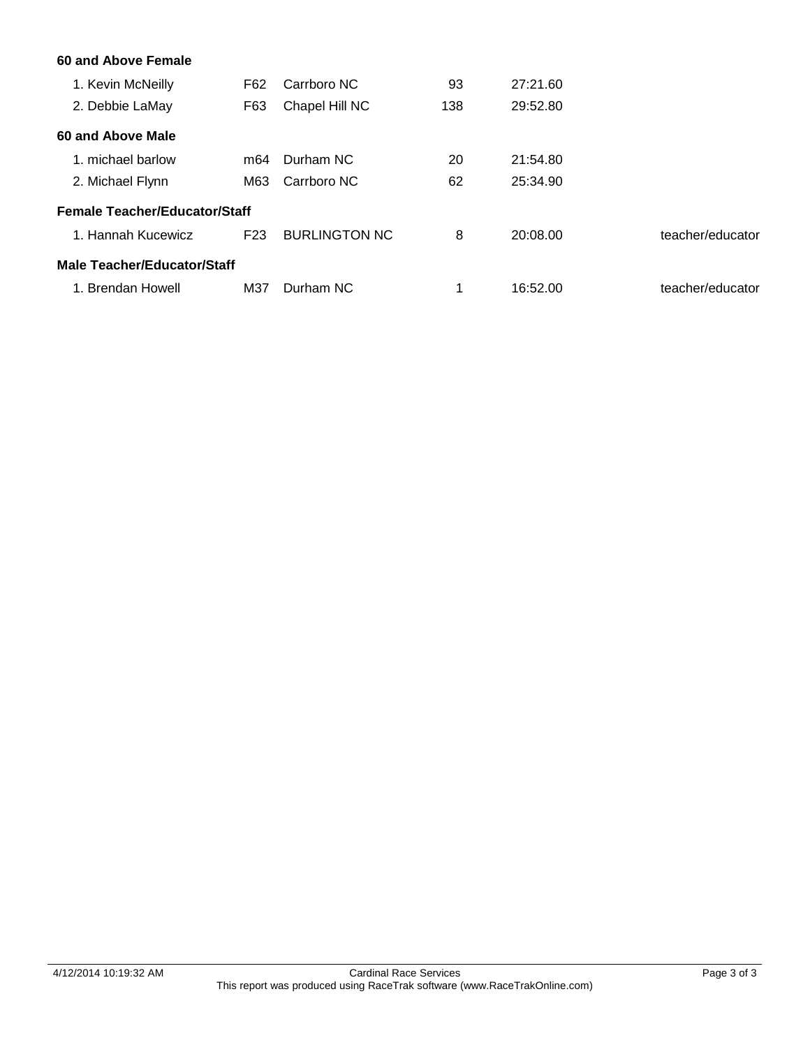**60 and Above Female**

| | | | | | |
|---|---|---|---|---|---|
| 1. Kevin McNeilly | F62 | Carrboro NC | 93 | 27:21.60 | |
| 2. Debbie LaMay | F63 | Chapel Hill NC | 138 | 29:52.80 | |

**60 and Above Male**

| | | | | | |
|---|---|---|---|---|---|
| 1. michael barlow | m64 | Durham NC | 20 | 21:54.80 | |
| 2. Michael Flynn | M63 | Carrboro NC | 62 | 25:34.90 | |

**Female Teacher/Educator/Staff**

| | | | | | |
|---|---|---|---|---|---|
| 1. Hannah Kucewicz | F23 | BURLINGTON NC | 8 | 20:08.00 | teacher/educator |

**Male Teacher/Educator/Staff**

| | | | | | |
|---|---|---|---|---|---|
| 1. Brendan Howell | M37 | Durham NC | 1 | 16:52.00 | teacher/educator |